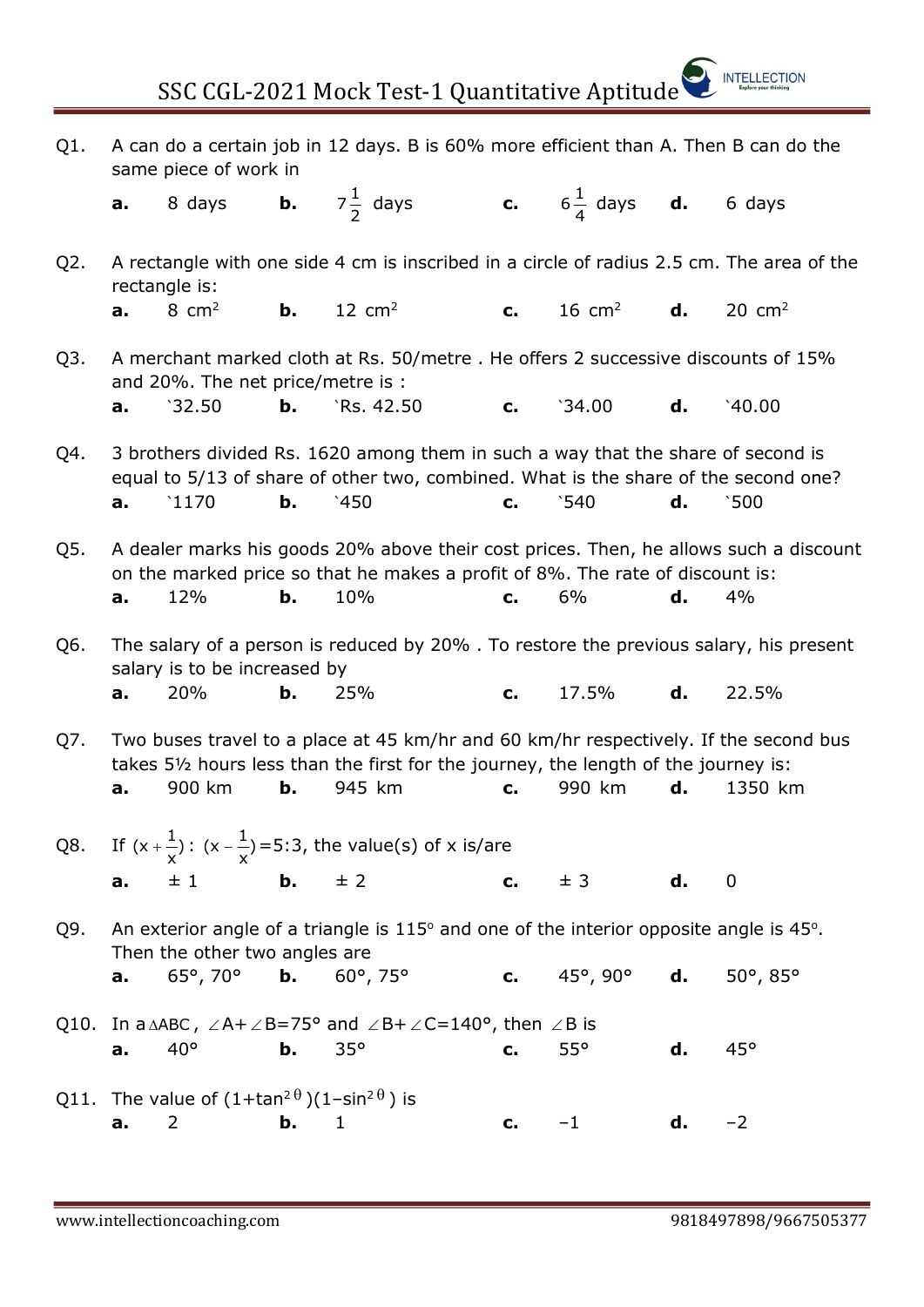# SSC CGL-2021 Mock Test-1 Quantitative Aptitude

Q1. A can do a certain job in 12 days. B is 60% more efficient than A. Then B can do the same piece of work in

**a.** 8 days **b.** $7\frac{1}{2}$ days **c.** $6\frac{1}{4}$ days **d.** 6 days

Q2. A rectangle with one side 4 cm is inscribed in a circle of radius 2.5 cm. The area of the rectangle is:

**a.** 8 $cm^2$ **b.** 12 $cm^2$ **c.** 16 $cm^2$ **d.** 20 $cm^2$

Q3. A merchant marked cloth at Rs. 50/metre . He offers 2 successive discounts of 15% and 20%. The net price/metre is :

**a.** `32.50 **b.** `Rs. 42.50 **c.** `34.00 **d.** `40.00

Q4. 3 brothers divided Rs. 1620 among them in such a way that the share of second is equal to 5/13 of share of other two, combined. What is the share of the second one?

**a.** `1170 **b.** `450 **c.** `540 **d.** `500

Q5. A dealer marks his goods 20% above their cost prices. Then, he allows such a discount on the marked price so that he makes a profit of 8%. The rate of discount is:

**a.** 12% **b.** 10% **c.** 6% **d.** 4%

Q6. The salary of a person is reduced by 20% . To restore the previous salary, his present salary is to be increased by

**a.** 20% **b.** 25% **c.** 17.5% **d.** 22.5%

Q7. Two buses travel to a place at 45 km/hr and 60 km/hr respectively. If the second bus takes 5½ hours less than the first for the journey, the length of the journey is:

**a.** 900 km **b.** 945 km **c.** 990 km **d.** 1350 km

Q8. If $(x+\frac{1}{x}):(x-\frac{1}{x})=5:3$, the value(s) of x is/are

**a.** ± 1 **b.** ± 2 **c.** ± 3 **d.** 0

Q9. An exterior angle of a triangle is 115° and one of the interior opposite angle is 45°. Then the other two angles are

**a.** 65°, 70° **b.** 60°, 75° **c.** 45°, 90° **d.** 50°, 85°

Q10. In a $\Delta ABC$, $\angle A+\angle B=75°$ and $\angle B+\angle C=140°$, then $\angle B$ is

**a.** 40° **b.** 35° **c.** 55° **d.** 45°

Q11. The value of $(1+\tan^2\theta)(1-\sin^2\theta)$ is

**a.** 2 **b.** 1 **c.** −1 **d.** −2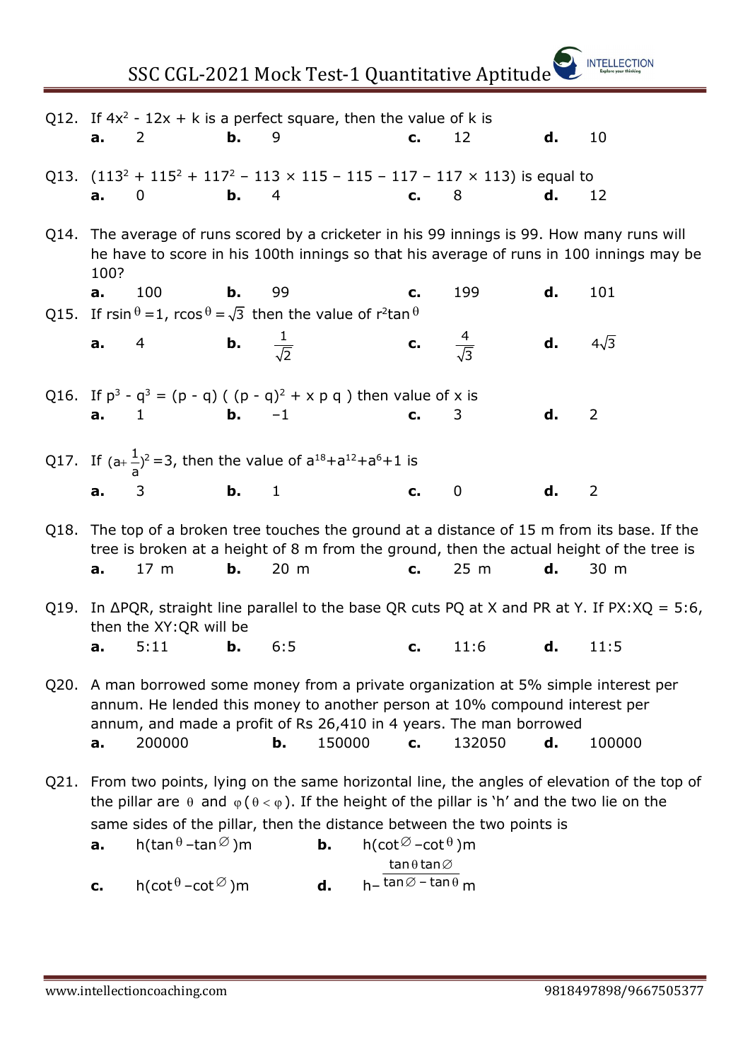Q12. If $4x^2 - 12x + k$ is a perfect square, then the value of k is

**a.** 2 **b.** 9 **c.** 12 **d.** 10

Q13. $(113^2 + 115^2 + 117^2 - 113 \times 115 - 115 - 117 - 117 \times 113)$ is equal to

**a.** 0 **b.** 4 **c.** 8 **d.** 12

Q14. The average of runs scored by a cricketer in his 99 innings is 99. How many runs will he have to score in his 100th innings so that his average of runs in 100 innings may be 100?

**a.** 100 **b.** 99 **c.** 199 **d.** 101

Q15. If $r\sin\theta = 1$, $r\cos\theta = \sqrt{3}$ then the value of $r^2\tan\theta$

**a.** 4 **b.** $\frac{1}{\sqrt{2}}$ **c.** $\frac{4}{\sqrt{3}}$ **d.** $4\sqrt{3}$

Q16. If $p^3 - q^3 = (p - q)\left((p - q)^2 + x\,p\,q\right)$ then value of x is

**a.** 1 **b.** −1 **c.** 3 **d.** 2

Q17. If $(a+\frac{1}{a})^2 = 3$, then the value of $a^{18}+a^{12}+a^6+1$ is

**a.** 3 **b.** 1 **c.** 0 **d.** 2

Q18. The top of a broken tree touches the ground at a distance of 15 m from its base. If the tree is broken at a height of 8 m from the ground, then the actual height of the tree is

**a.** 17 m **b.** 20 m **c.** 25 m **d.** 30 m

Q19. In ΔPQR, straight line parallel to the base QR cuts PQ at X and PR at Y. If PX:XQ = 5:6, then the XY:QR will be

**a.** 5:11 **b.** 6:5 **c.** 11:6 **d.** 11:5

Q20. A man borrowed some money from a private organization at 5% simple interest per annum. He lended this money to another person at 10% compound interest per annum, and made a profit of Rs 26,410 in 4 years. The man borrowed

**a.** 200000 **b.** 150000 **c.** 132050 **d.** 100000

Q21. From two points, lying on the same horizontal line, the angles of elevation of the top of the pillar are $\theta$ and $\varphi$ $(\theta < \varphi)$. If the height of the pillar is 'h' and the two lie on the same sides of the pillar, then the distance between the two points is

**a.** $h(\tan\theta - \tan\varnothing)$m **b.** $h(\cot\varnothing - \cot\theta)$m

**c.** $h(\cot\theta - \cot\varnothing)$m **d.** $h - \frac{\tan\theta\tan\varnothing}{\tan\varnothing - \tan\theta}$m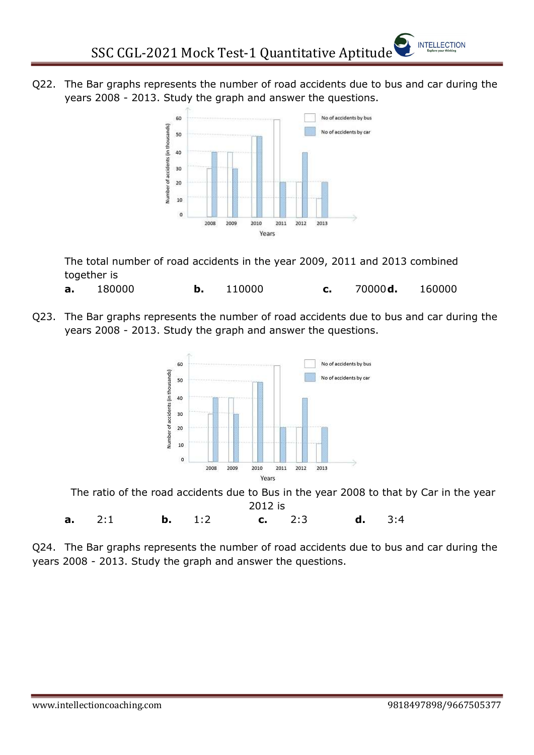Q22. The Bar graphs represents the number of road accidents due to bus and car during the years 2008 - 2013. Study the graph and answer the questions.

The total number of road accidents in the year 2009, 2011 and 2013 combined together is

**a.** 180000 **b.** 110000 **c.** 70000 **d.** 160000

Q23. The Bar graphs represents the number of road accidents due to bus and car during the years 2008 - 2013. Study the graph and answer the questions.

The ratio of the road accidents due to Bus in the year 2008 to that by Car in the year 2012 is

**a.** 2:1 **b.** 1:2 **c.** 2:3 **d.** 3:4

Q24. The Bar graphs represents the number of road accidents due to bus and car during the years 2008 - 2013. Study the graph and answer the questions.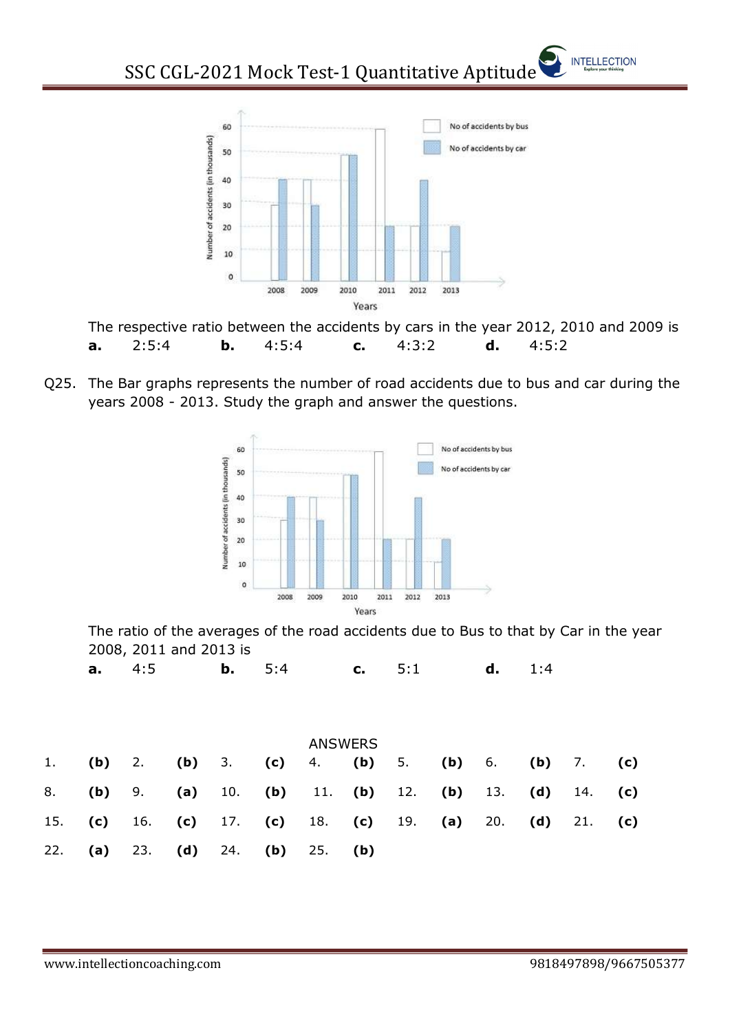60
50
40
30
20
10
0
Number of accidents (in thousands)
No of accidents by bus
No of accidents by car
2008 2009 2010 2011 2012 2013
Years

The respective ratio between the accidents by cars in the year 2012, 2010 and 2009 is

**a.** 2:5:4 **b.** 4:5:4 **c.** 4:3:2 **d.** 4:5:2

Q25. The Bar graphs represents the number of road accidents due to bus and car during the years 2008 - 2013. Study the graph and answer the questions.

60
50
40
30
20
10
0
Number of accidents (in thousands)
No of accidents by bus
No of accidents by car
2008 2009 2010 2011 2012 2013
Years

The ratio of the averages of the road accidents due to Bus to that by Car in the year 2008, 2011 and 2013 is

**a.** 4:5 **b.** 5:4 **c.** 5:1 **d.** 1:4

ANSWERS

| | | | | | | | | | | | | | |
|---|---|---|---|---|---|---|---|---|---|---|---|---|---|
| 1. | **(b)** | 2. | **(b)** | 3. | **(c)** | 4. | **(b)** | 5. | **(b)** | 6. | **(b)** | 7. | **(c)** |
| 8. | **(b)** | 9. | **(a)** | 10. | **(b)** | 11. | **(b)** | 12. | **(b)** | 13. | **(d)** | 14. | **(c)** |
| 15. | **(c)** | 16. | **(c)** | 17. | **(c)** | 18. | **(c)** | 19. | **(a)** | 20. | **(d)** | 21. | **(c)** |
| 22. | **(a)** | 23. | **(d)** | 24. | **(b)** | 25. | **(b)** | | | | | | |